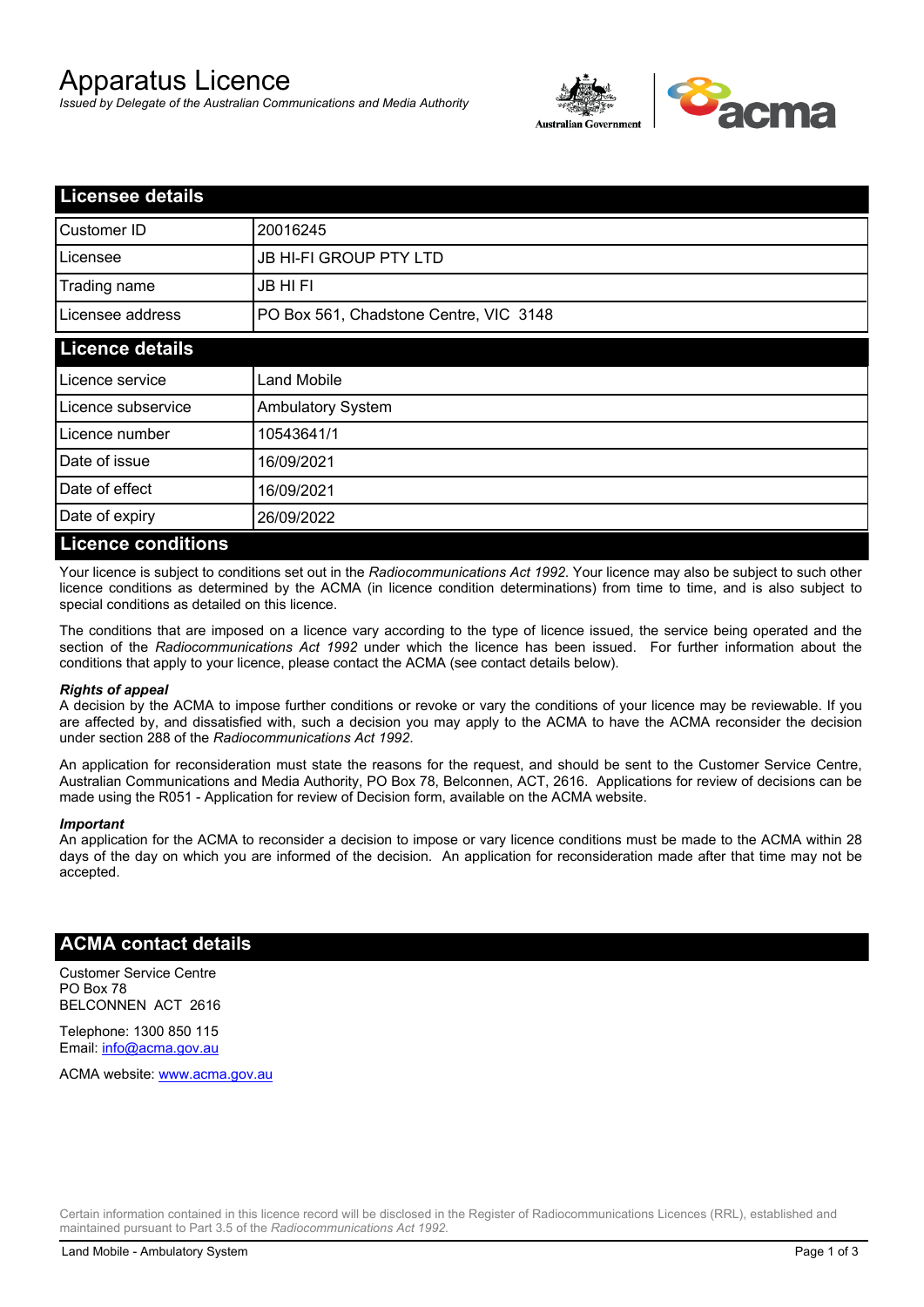# Apparatus Licence

*Issued by Delegate of the Australian Communications and Media Authority*

## Licensee details

| | |
|---|---|
| Customer ID | 20016245 |
| Licensee | JB HI-FI GROUP PTY LTD |
| Trading name | JB HI FI |
| Licensee address | PO Box 561, Chadstone Centre, VIC 3148 |

## Licence details

| | |
|---|---|
| Licence service | Land Mobile |
| Licence subservice | Ambulatory System |
| Licence number | 10543641/1 |
| Date of issue | 16/09/2021 |
| Date of effect | 16/09/2021 |
| Date of expiry | 26/09/2022 |

## Licence conditions

Your licence is subject to conditions set out in the *Radiocommunications Act 1992*. Your licence may also be subject to such other licence conditions as determined by the ACMA (in licence condition determinations) from time to time, and is also subject to special conditions as detailed on this licence.

The conditions that are imposed on a licence vary according to the type of licence issued, the service being operated and the section of the *Radiocommunications Act 1992* under which the licence has been issued. For further information about the conditions that apply to your licence, please contact the ACMA (see contact details below).

***Rights of appeal***

A decision by the ACMA to impose further conditions or revoke or vary the conditions of your licence may be reviewable. If you are affected by, and dissatisfied with, such a decision you may apply to the ACMA to have the ACMA reconsider the decision under section 288 of the *Radiocommunications Act 1992*.

An application for reconsideration must state the reasons for the request, and should be sent to the Customer Service Centre, Australian Communications and Media Authority, PO Box 78, Belconnen, ACT, 2616. Applications for review of decisions can be made using the R051 - Application for review of Decision form, available on the ACMA website.

***Important***

An application for the ACMA to reconsider a decision to impose or vary licence conditions must be made to the ACMA within 28 days of the day on which you are informed of the decision. An application for reconsideration made after that time may not be accepted.

## ACMA contact details

Customer Service Centre
PO Box 78
BELCONNEN ACT 2616

Telephone: 1300 850 115
Email: info@acma.gov.au

ACMA website: www.acma.gov.au

Certain information contained in this licence record will be disclosed in the Register of Radiocommunications Licences (RRL), established and maintained pursuant to Part 3.5 of the *Radiocommunications Act 1992.*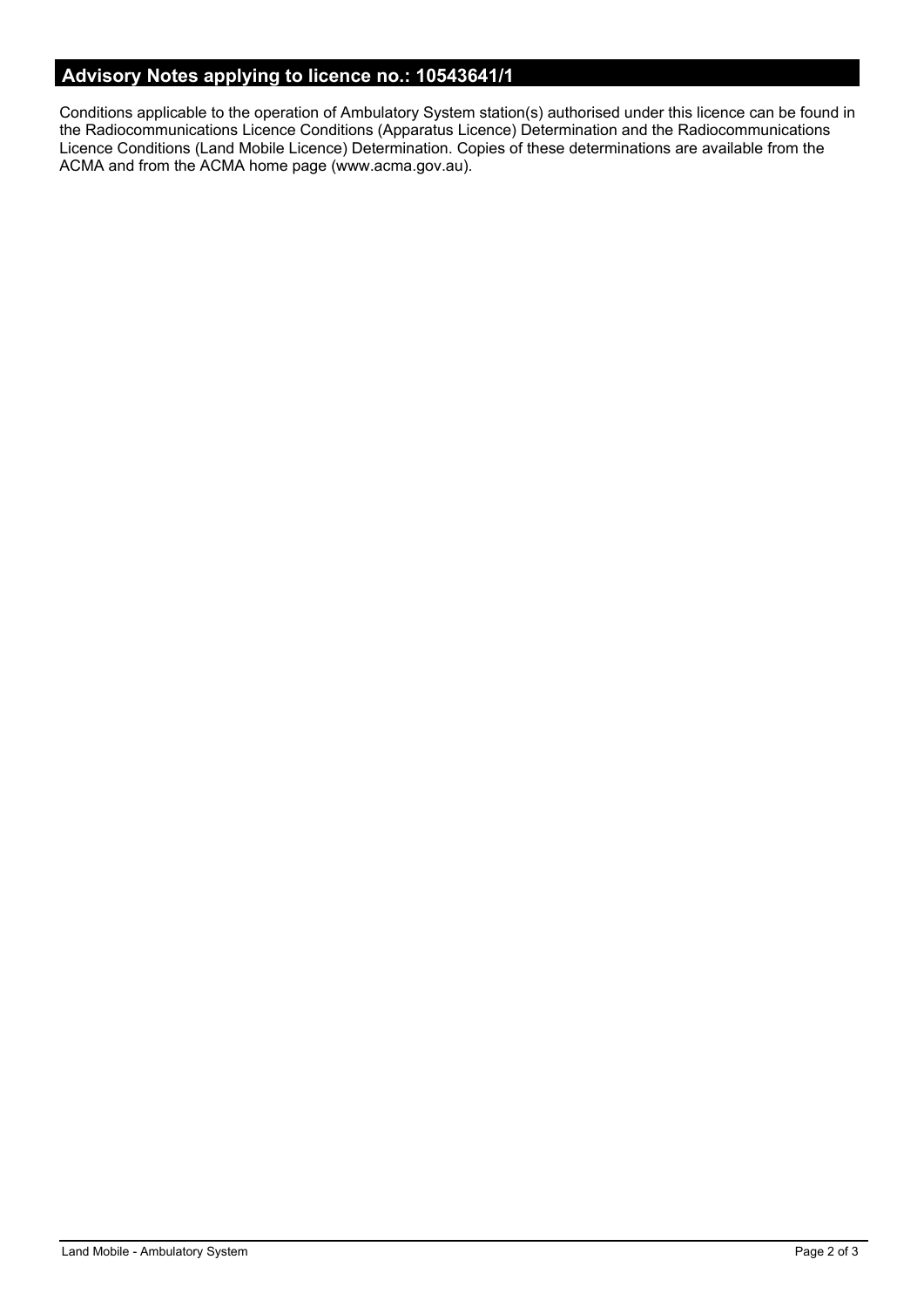## Advisory Notes applying to licence no.: 10543641/1

Conditions applicable to the operation of Ambulatory System station(s) authorised under this licence can be found in the Radiocommunications Licence Conditions (Apparatus Licence) Determination and the Radiocommunications Licence Conditions (Land Mobile Licence) Determination. Copies of these determinations are available from the ACMA and from the ACMA home page (www.acma.gov.au).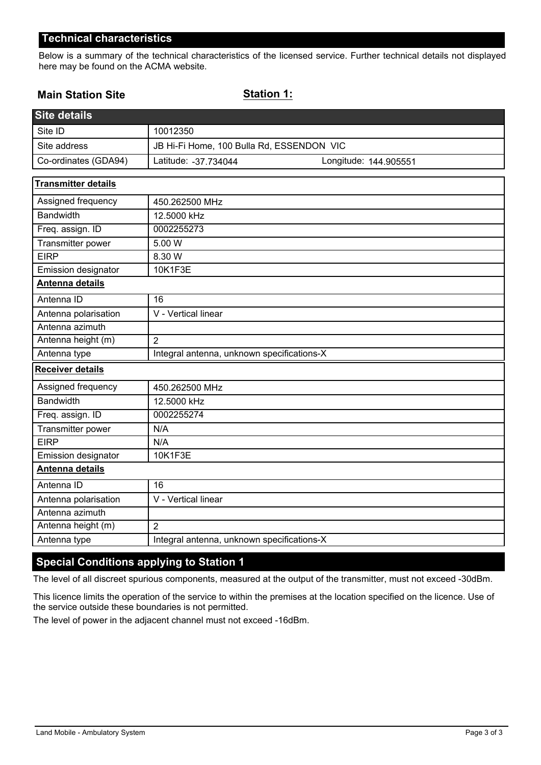## Technical characteristics

Below is a summary of the technical characteristics of the licensed service. Further technical details not displayed here may be found on the ACMA website.

**Main Station Site** **Station 1:**

| Site details | | |
|---|---|---|
| Site ID | 10012350 | |
| Site address | JB Hi-Fi Home, 100 Bulla Rd, ESSENDON VIC | |
| Co-ordinates (GDA94) | Latitude: -37.734044 | Longitude: 144.905551 |

| Transmitter details | |
|---|---|
| Assigned frequency | 450.262500 MHz |
| Bandwidth | 12.5000 kHz |
| Freq. assign. ID | 0002255273 |
| Transmitter power | 5.00 W |
| EIRP | 8.30 W |
| Emission designator | 10K1F3E |
| **Antenna details** | |
| Antenna ID | 16 |
| Antenna polarisation | V - Vertical linear |
| Antenna azimuth | |
| Antenna height (m) | 2 |
| Antenna type | Integral antenna, unknown specifications-X |

| Receiver details | |
|---|---|
| Assigned frequency | 450.262500 MHz |
| Bandwidth | 12.5000 kHz |
| Freq. assign. ID | 0002255274 |
| Transmitter power | N/A |
| EIRP | N/A |
| Emission designator | 10K1F3E |
| **Antenna details** | |
| Antenna ID | 16 |
| Antenna polarisation | V - Vertical linear |
| Antenna azimuth | |
| Antenna height (m) | 2 |
| Antenna type | Integral antenna, unknown specifications-X |

## Special Conditions applying to Station 1

The level of all discreet spurious components, measured at the output of the transmitter, must not exceed -30dBm.

This licence limits the operation of the service to within the premises at the location specified on the licence. Use of the service outside these boundaries is not permitted.

The level of power in the adjacent channel must not exceed -16dBm.